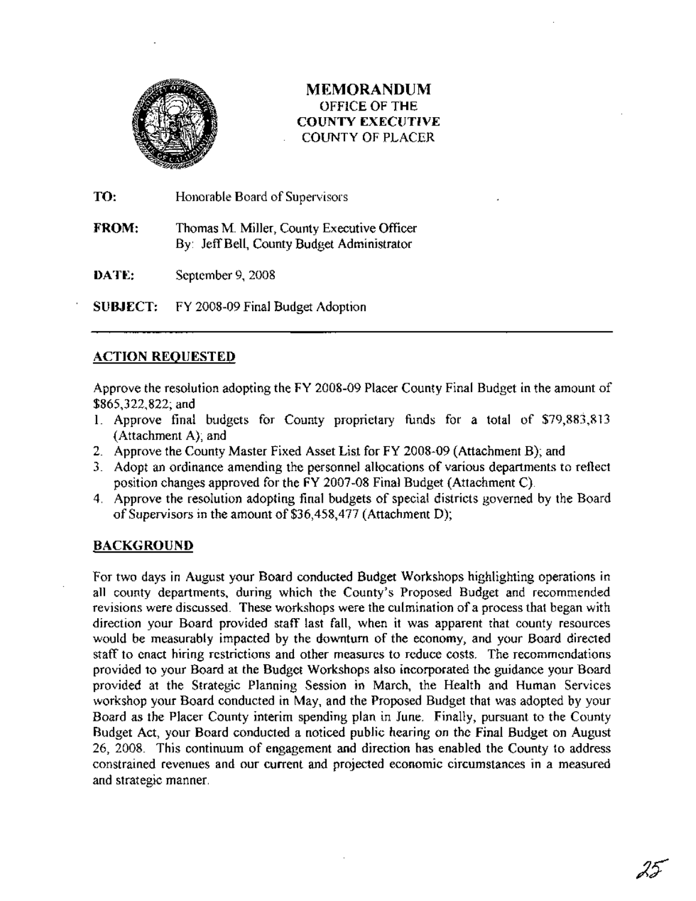# MEMORANDUM

OFFICE OF THE
**COUNTY EXECUTIVE**
COUNTY OF PLACER

**TO:** Honorable Board of Supervisors

**FROM:** Thomas M. Miller, County Executive Officer
By: Jeff Bell, County Budget Administrator

**DATE:** September 9, 2008

**SUBJECT:** FY 2008-09 Final Budget Adoption

## ACTION REQUESTED

Approve the resolution adopting the FY 2008-09 Placer County Final Budget in the amount of \$865,322,822; and

1. Approve final budgets for County proprietary funds for a total of \$79,883,813 (Attachment A); and
2. Approve the County Master Fixed Asset List for FY 2008-09 (Attachment B); and
3. Adopt an ordinance amending the personnel allocations of various departments to reflect position changes approved for the FY 2007-08 Final Budget (Attachment C).
4. Approve the resolution adopting final budgets of special districts governed by the Board of Supervisors in the amount of \$36,458,477 (Attachment D);

## BACKGROUND

For two days in August your Board conducted Budget Workshops highlighting operations in all county departments, during which the County's Proposed Budget and recommended revisions were discussed. These workshops were the culmination of a process that began with direction your Board provided staff last fall, when it was apparent that county resources would be measurably impacted by the downturn of the economy, and your Board directed staff to enact hiring restrictions and other measures to reduce costs. The recommendations provided to your Board at the Budget Workshops also incorporated the guidance your Board provided at the Strategic Planning Session in March, the Health and Human Services workshop your Board conducted in May, and the Proposed Budget that was adopted by your Board as the Placer County interim spending plan in June. Finally, pursuant to the County Budget Act, your Board conducted a noticed public hearing on the Final Budget on August 26, 2008. This continuum of engagement and direction has enabled the County to address constrained revenues and our current and projected economic circumstances in a measured and strategic manner.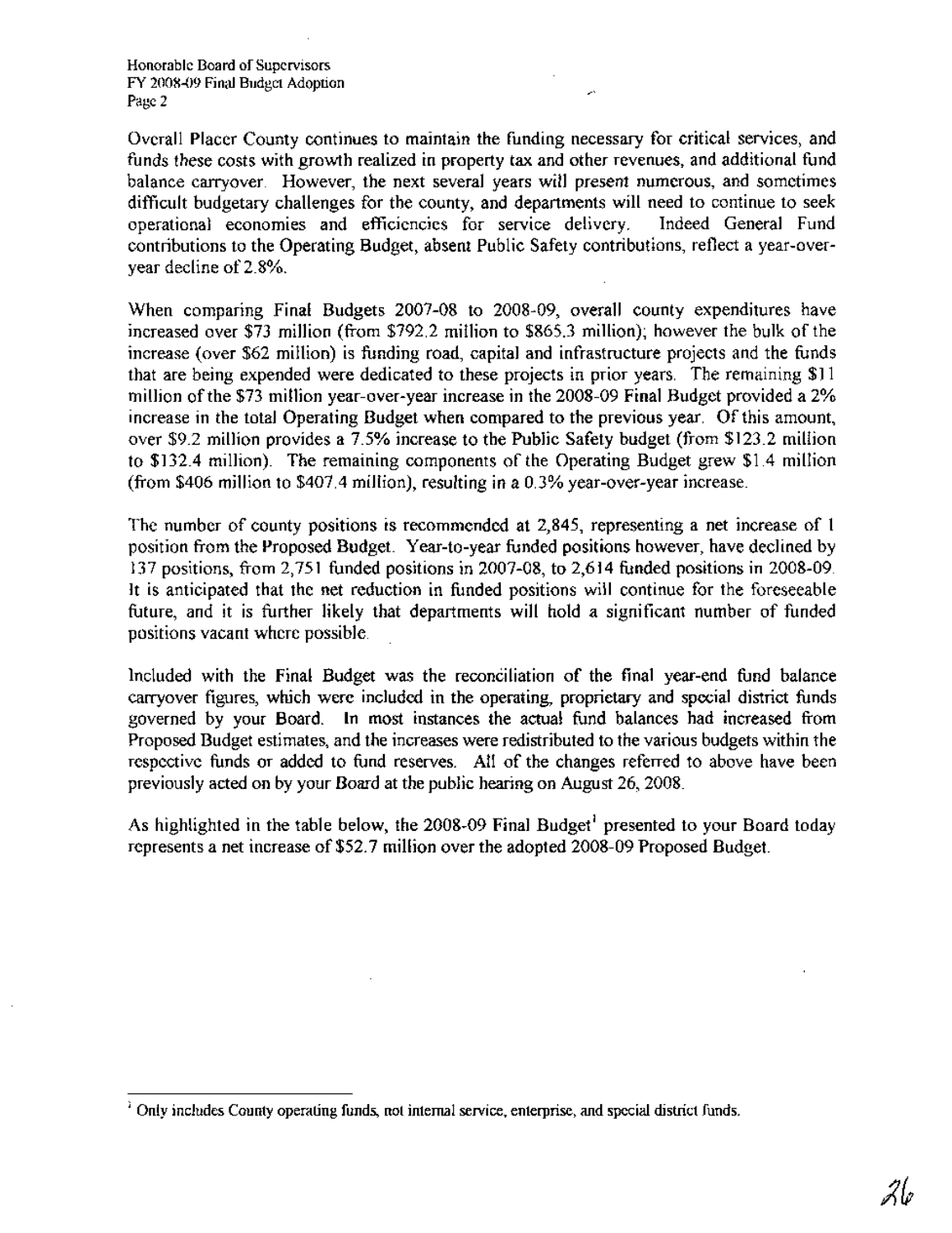Overall Placer County continues to maintain the funding necessary for critical services, and funds these costs with growth realized in property tax and other revenues, and additional fund balance carryover. However, the next several years will present numerous, and sometimes difficult budgetary challenges for the county, and departments will need to continue to seek operational economies and efficiencies for service delivery. Indeed General Fund contributions to the Operating Budget, absent Public Safety contributions, reflect a year-over-year decline of 2.8%.

When comparing Final Budgets 2007-08 to 2008-09, overall county expenditures have increased over $73 million (from $792.2 million to $865.3 million); however the bulk of the increase (over $62 million) is funding road, capital and infrastructure projects and the funds that are being expended were dedicated to these projects in prior years. The remaining $11 million of the $73 million year-over-year increase in the 2008-09 Final Budget provided a 2% increase in the total Operating Budget when compared to the previous year. Of this amount, over $9.2 million provides a 7.5% increase to the Public Safety budget (from $123.2 million to $132.4 million). The remaining components of the Operating Budget grew $1.4 million (from $406 million to $407.4 million), resulting in a 0.3% year-over-year increase.

The number of county positions is recommended at 2,845, representing a net increase of 1 position from the Proposed Budget. Year-to-year funded positions however, have declined by 137 positions, from 2,751 funded positions in 2007-08, to 2,614 funded positions in 2008-09. It is anticipated that the net reduction in funded positions will continue for the foreseeable future, and it is further likely that departments will hold a significant number of funded positions vacant where possible.

Included with the Final Budget was the reconciliation of the final year-end fund balance carryover figures, which were included in the operating, proprietary and special district funds governed by your Board. In most instances the actual fund balances had increased from Proposed Budget estimates, and the increases were redistributed to the various budgets within the respective funds or added to fund reserves. All of the changes referred to above have been previously acted on by your Board at the public hearing on August 26, 2008.

As highlighted in the table below, the 2008-09 Final Budget[1] presented to your Board today represents a net increase of $52.7 million over the adopted 2008-09 Proposed Budget.

[1] Only includes County operating funds, not internal service, enterprise, and special district funds.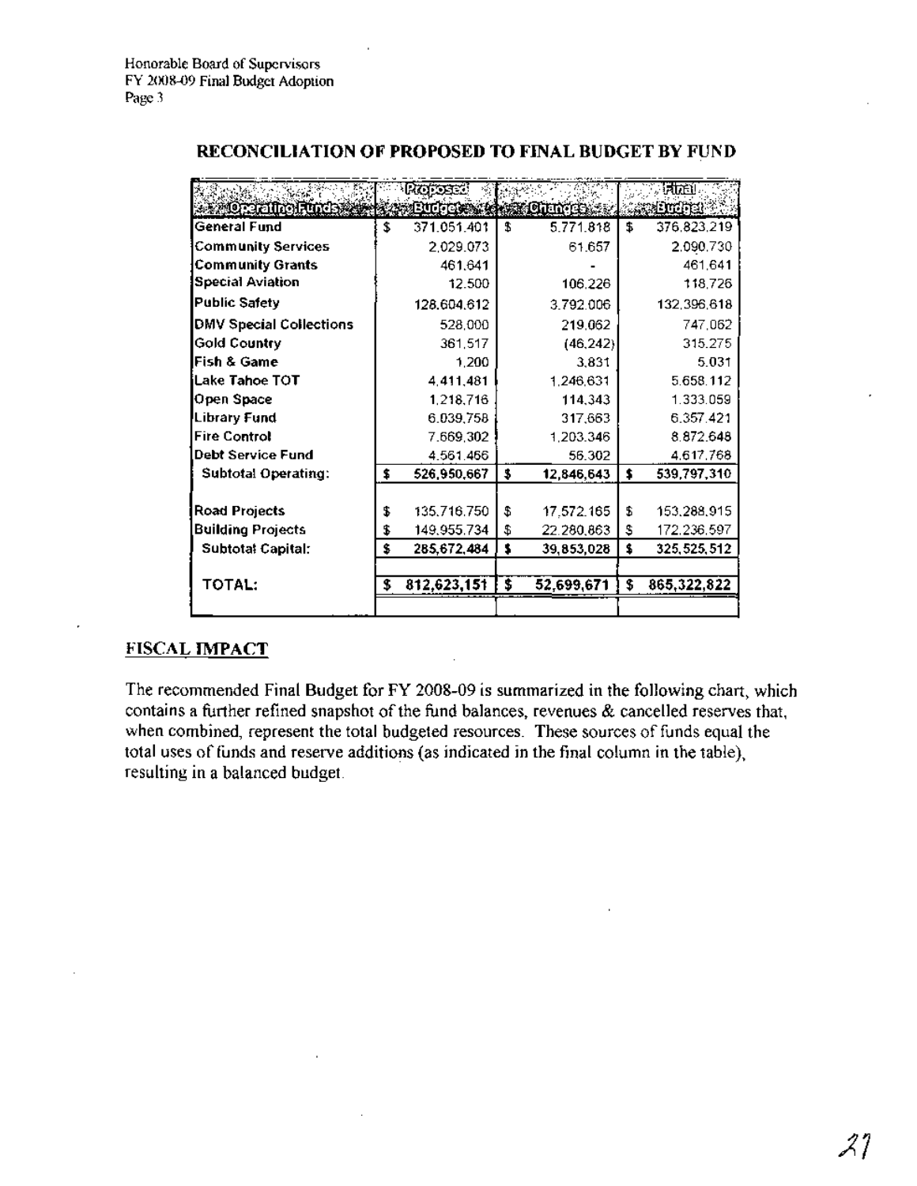## RECONCILIATION OF PROPOSED TO FINAL BUDGET BY FUND

| Operating Funds | Proposed Budget | Changes | Final Budget |
|---|---|---|---|
| General Fund | $ 371,051,401 | $ 5,771,818 | $ 376,823,219 |
| Community Services | 2,029,073 | 61,657 | 2,090,730 |
| Community Grants | 461,641 | - | 461,641 |
| Special Aviation | 12,500 | 106,226 | 118,726 |
| Public Safety | 128,604,612 | 3,792,006 | 132,396,618 |
| DMV Special Collections | 528,000 | 219,062 | 747,062 |
| Gold Country | 361,517 | (46,242) | 315,275 |
| Fish & Game | 1,200 | 3,831 | 5,031 |
| Lake Tahoe TOT | 4,411,481 | 1,246,631 | 5,658,112 |
| Open Space | 1,218,716 | 114,343 | 1,333,059 |
| Library Fund | 6,039,758 | 317,663 | 6,357,421 |
| Fire Control | 7,669,302 | 1,203,346 | 8,872,648 |
| Debt Service Fund | 4,561,466 | 56,302 | 4,617,768 |
| Subtotal Operating: | $ 526,950,667 | $ 12,846,643 | $ 539,797,310 |
| | | | |
| Road Projects | $ 135,716,750 | $ 17,572,165 | $ 153,288,915 |
| Building Projects | $ 149,955,734 | $ 22,280,863 | $ 172,236,597 |
| Subtotal Capital: | $ 285,672,484 | $ 39,853,028 | $ 325,525,512 |
| | | | |
| TOTAL: | $ 812,623,151 | $ 52,699,671 | $ 865,322,822 |

## FISCAL IMPACT

The recommended Final Budget for FY 2008-09 is summarized in the following chart, which contains a further refined snapshot of the fund balances, revenues & cancelled reserves that, when combined, represent the total budgeted resources. These sources of funds equal the total uses of funds and reserve additions (as indicated in the final column in the table), resulting in a balanced budget.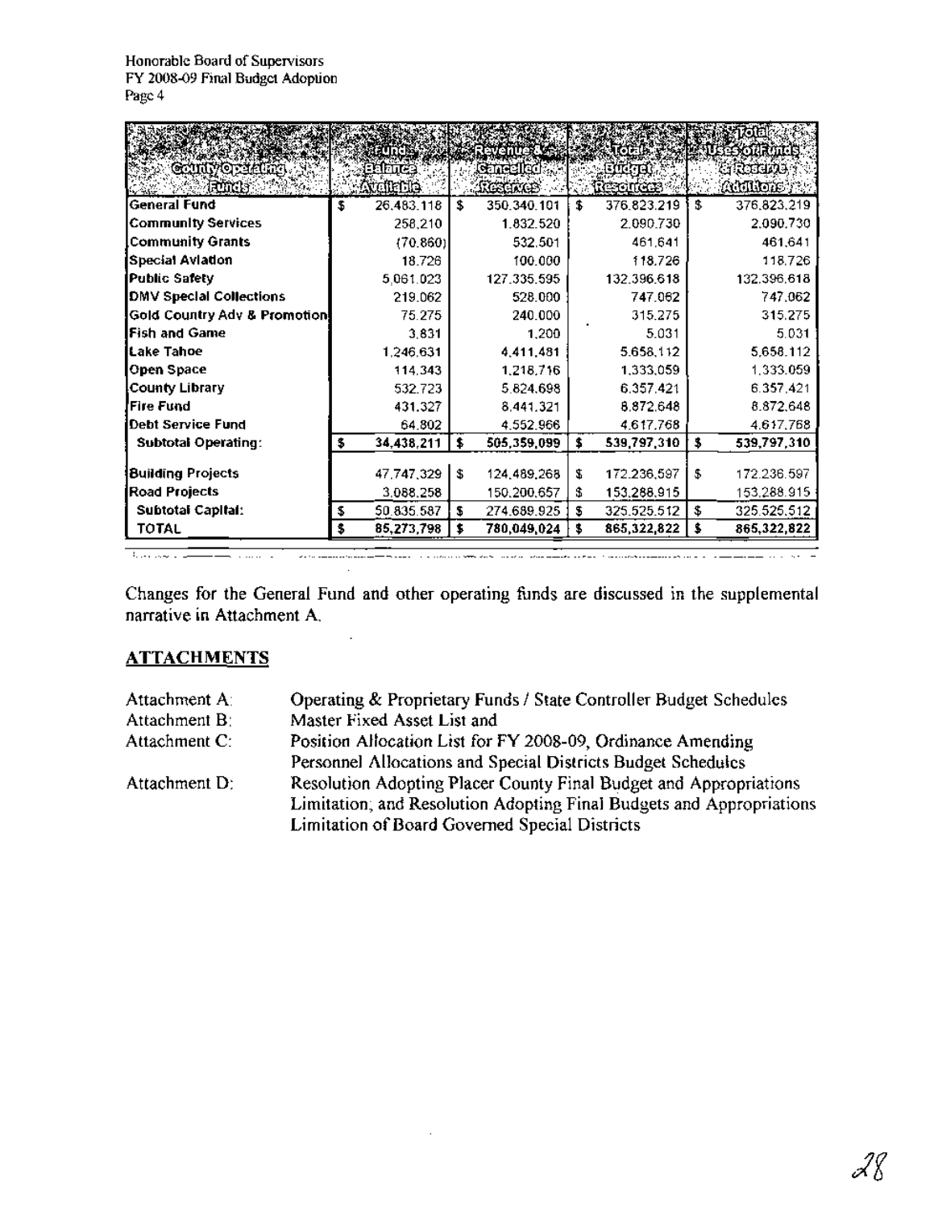| County Operating Funds | Fund Balance Available | Revenue & Cancelled Reserves | Total Budget Resources | Total Uses of Funds & Reserve Additions |
|---|---|---|---|---|
| General Fund | $ 26,483,118 | $ 350,340,101 | $ 376,823,219 | $ 376,823,219 |
| Community Services | 258,210 | 1,832,520 | 2,090,730 | 2,090,730 |
| Community Grants | (70,860) | 532,501 | 461,641 | 461,641 |
| Special Aviation | 18,726 | 100,000 | 118,726 | 118,726 |
| Public Safety | 5,061,023 | 127,335,595 | 132,396,618 | 132,396,618 |
| DMV Special Collections | 219,062 | 528,000 | 747,062 | 747,062 |
| Gold Country Adv & Promotion | 75,275 | 240,000 | 315,275 | 315,275 |
| Fish and Game | 3,831 | 1,200 | 5,031 | 5,031 |
| Lake Tahoe | 1,246,631 | 4,411,481 | 5,658,112 | 5,658,112 |
| Open Space | 114,343 | 1,218,716 | 1,333,059 | 1,333,059 |
| County Library | 532,723 | 5,824,698 | 6,357,421 | 6,357,421 |
| Fire Fund | 431,327 | 8,441,321 | 8,872,648 | 8,872,648 |
| Debt Service Fund | 64,802 | 4,552,966 | 4,617,768 | 4,617,768 |
| Subtotal Operating: | $ 34,438,211 | $ 505,359,099 | $ 539,797,310 | $ 539,797,310 |
| Building Projects | 47,747,329 | $ 124,489,268 | $ 172,236,597 | $ 172,236,597 |
| Road Projects | 3,088,258 | 150,200,657 | $ 153,288,915 | 153,288,915 |
| Subtotal Capital: | $ 50,835,587 | $ 274,689,925 | $ 325,525,512 | $ 325,525,512 |
| TOTAL | $ 85,273,798 | $ 780,049,024 | $ 865,322,822 | $ 865,322,822 |

Changes for the General Fund and other operating funds are discussed in the supplemental narrative in Attachment A.

## ATTACHMENTS

Attachment A: Operating & Proprietary Funds / State Controller Budget Schedules

Attachment B: Master Fixed Asset List and

Attachment C: Position Allocation List for FY 2008-09, Ordinance Amending Personnel Allocations and Special Districts Budget Schedules

Attachment D: Resolution Adopting Placer County Final Budget and Appropriations Limitation; and Resolution Adopting Final Budgets and Appropriations Limitation of Board Governed Special Districts